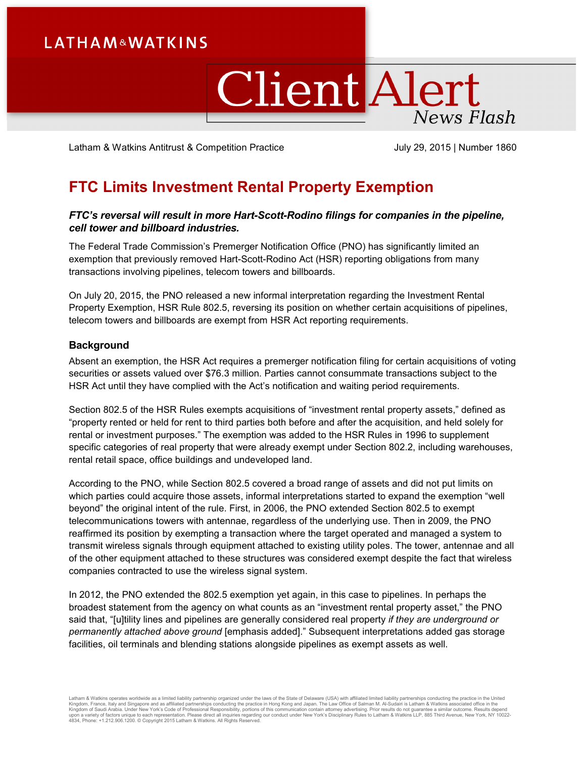Latham & Watkins Antitrust & Competition Practice July 29, 2015 | Number 1860

# FTC Limits Investment Rental Property Exemption

***FTC's reversal will result in more Hart-Scott-Rodino filings for companies in the pipeline, cell tower and billboard industries.***

The Federal Trade Commission's Premerger Notification Office (PNO) has significantly limited an exemption that previously removed Hart-Scott-Rodino Act (HSR) reporting obligations from many transactions involving pipelines, telecom towers and billboards.

On July 20, 2015, the PNO released a new informal interpretation regarding the Investment Rental Property Exemption, HSR Rule 802.5, reversing its position on whether certain acquisitions of pipelines, telecom towers and billboards are exempt from HSR Act reporting requirements.

## Background

Absent an exemption, the HSR Act requires a premerger notification filing for certain acquisitions of voting securities or assets valued over $76.3 million. Parties cannot consummate transactions subject to the HSR Act until they have complied with the Act's notification and waiting period requirements.

Section 802.5 of the HSR Rules exempts acquisitions of "investment rental property assets," defined as "property rented or held for rent to third parties both before and after the acquisition, and held solely for rental or investment purposes." The exemption was added to the HSR Rules in 1996 to supplement specific categories of real property that were already exempt under Section 802.2, including warehouses, rental retail space, office buildings and undeveloped land.

According to the PNO, while Section 802.5 covered a broad range of assets and did not put limits on which parties could acquire those assets, informal interpretations started to expand the exemption "well beyond" the original intent of the rule. First, in 2006, the PNO extended Section 802.5 to exempt telecommunications towers with antennae, regardless of the underlying use. Then in 2009, the PNO reaffirmed its position by exempting a transaction where the target operated and managed a system to transmit wireless signals through equipment attached to existing utility poles. The tower, antennae and all of the other equipment attached to these structures was considered exempt despite the fact that wireless companies contracted to use the wireless signal system.

In 2012, the PNO extended the 802.5 exemption yet again, in this case to pipelines. In perhaps the broadest statement from the agency on what counts as an "investment rental property asset," the PNO said that, "[u]tility lines and pipelines are generally considered real property *if they are underground or permanently attached above ground* [emphasis added]." Subsequent interpretations added gas storage facilities, oil terminals and blending stations alongside pipelines as exempt assets as well.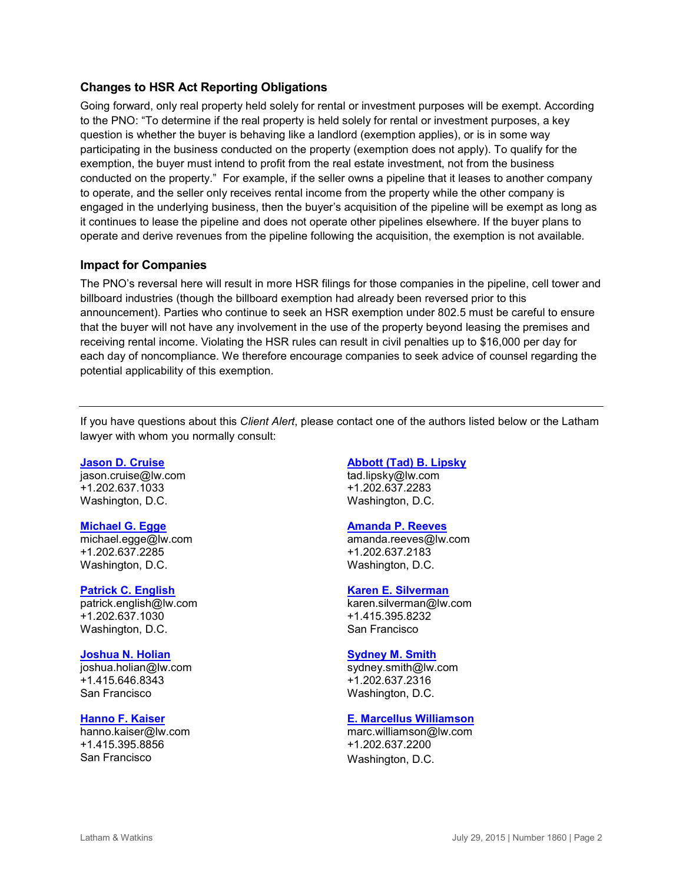## Changes to HSR Act Reporting Obligations

Going forward, only real property held solely for rental or investment purposes will be exempt. According to the PNO: "To determine if the real property is held solely for rental or investment purposes, a key question is whether the buyer is behaving like a landlord (exemption applies), or is in some way participating in the business conducted on the property (exemption does not apply). To qualify for the exemption, the buyer must intend to profit from the real estate investment, not from the business conducted on the property." For example, if the seller owns a pipeline that it leases to another company to operate, and the seller only receives rental income from the property while the other company is engaged in the underlying business, then the buyer's acquisition of the pipeline will be exempt as long as it continues to lease the pipeline and does not operate other pipelines elsewhere. If the buyer plans to operate and derive revenues from the pipeline following the acquisition, the exemption is not available.

## Impact for Companies

The PNO's reversal here will result in more HSR filings for those companies in the pipeline, cell tower and billboard industries (though the billboard exemption had already been reversed prior to this announcement). Parties who continue to seek an HSR exemption under 802.5 must be careful to ensure that the buyer will not have any involvement in the use of the property beyond leasing the premises and receiving rental income. Violating the HSR rules can result in civil penalties up to $16,000 per day for each day of noncompliance. We therefore encourage companies to seek advice of counsel regarding the potential applicability of this exemption.

---

If you have questions about this *Client Alert*, please contact one of the authors listed below or the Latham lawyer with whom you normally consult:

**Jason D. Cruise**
jason.cruise@lw.com
+1.202.637.1033
Washington, D.C.

**Michael G. Egge**
michael.egge@lw.com
+1.202.637.2285
Washington, D.C.

**Patrick C. English**
patrick.english@lw.com
+1.202.637.1030
Washington, D.C.

**Joshua N. Holian**
joshua.holian@lw.com
+1.415.646.8343
San Francisco

**Hanno F. Kaiser**
hanno.kaiser@lw.com
+1.415.395.8856
San Francisco

**Abbott (Tad) B. Lipsky**
tad.lipsky@lw.com
+1.202.637.2283
Washington, D.C.

**Amanda P. Reeves**
amanda.reeves@lw.com
+1.202.637.2183
Washington, D.C.

**Karen E. Silverman**
karen.silverman@lw.com
+1.415.395.8232
San Francisco

**Sydney M. Smith**
sydney.smith@lw.com
+1.202.637.2316
Washington, D.C.

**E. Marcellus Williamson**
marc.williamson@lw.com
+1.202.637.2200
Washington, D.C.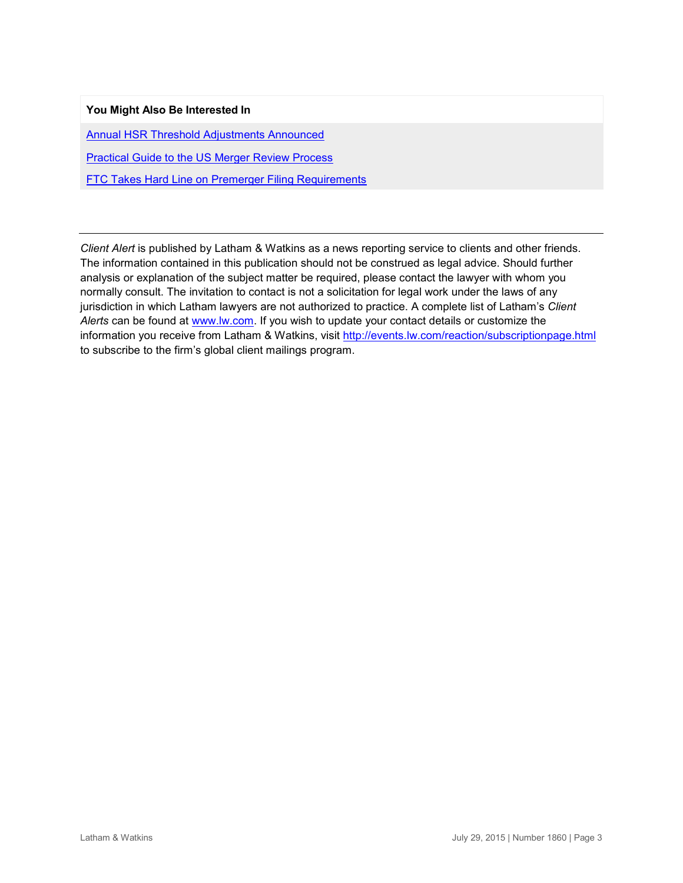**You Might Also Be Interested In**

[Annual HSR Threshold Adjustments Announced]

[Practical Guide to the US Merger Review Process]

[FTC Takes Hard Line on Premerger Filing Requirements]

---

*Client Alert* is published by Latham & Watkins as a news reporting service to clients and other friends. The information contained in this publication should not be construed as legal advice. Should further analysis or explanation of the subject matter be required, please contact the lawyer with whom you normally consult. The invitation to contact is not a solicitation for legal work under the laws of any jurisdiction in which Latham lawyers are not authorized to practice. A complete list of Latham's *Client Alerts* can be found at www.lw.com. If you wish to update your contact details or customize the information you receive from Latham & Watkins, visit http://events.lw.com/reaction/subscriptionpage.html to subscribe to the firm's global client mailings program.